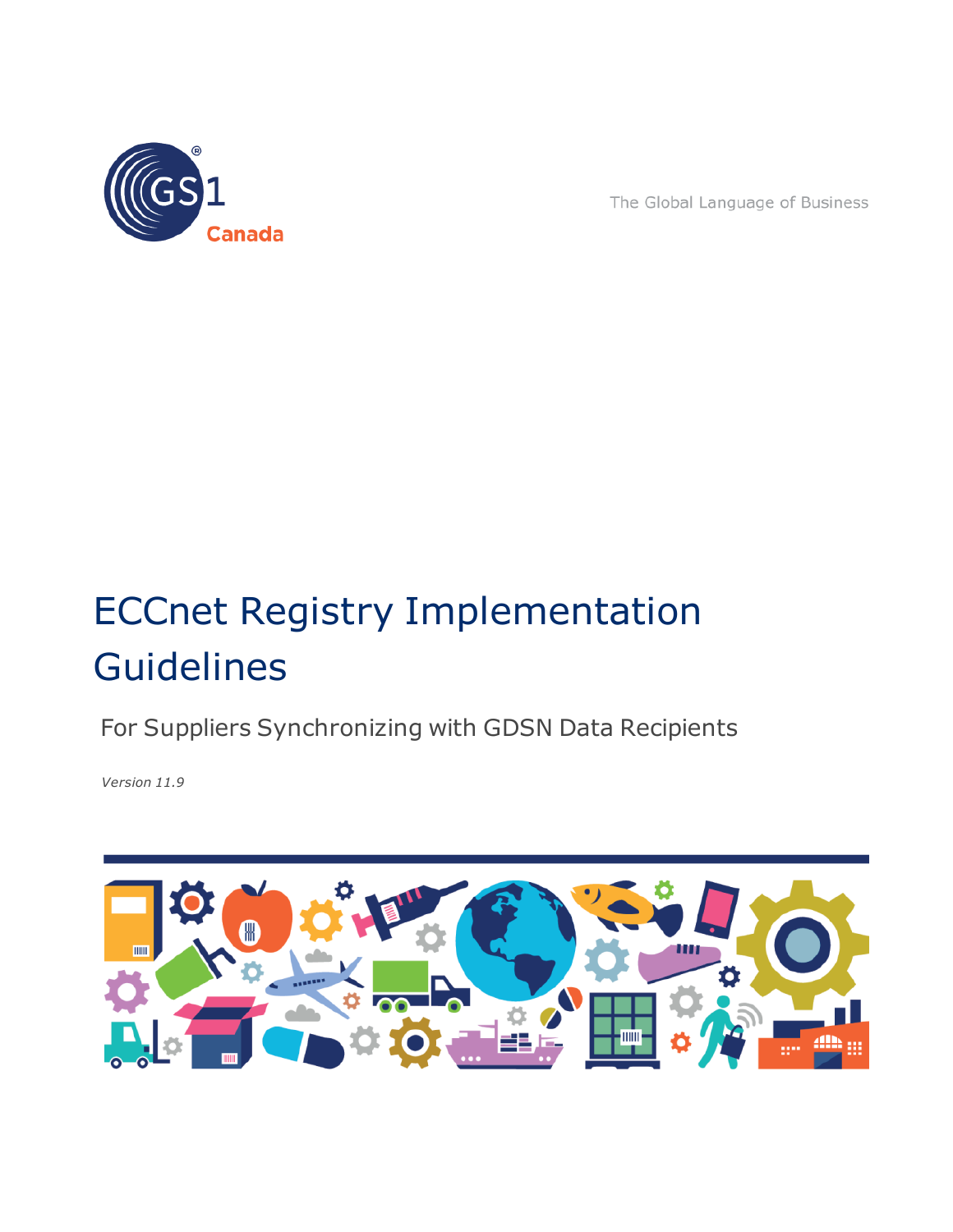GS1 Canada

The Global Language of Business

# ECCnet Registry Implementation Guidelines

## For Suppliers Synchronizing with GDSN Data Recipients

*Version 11.9*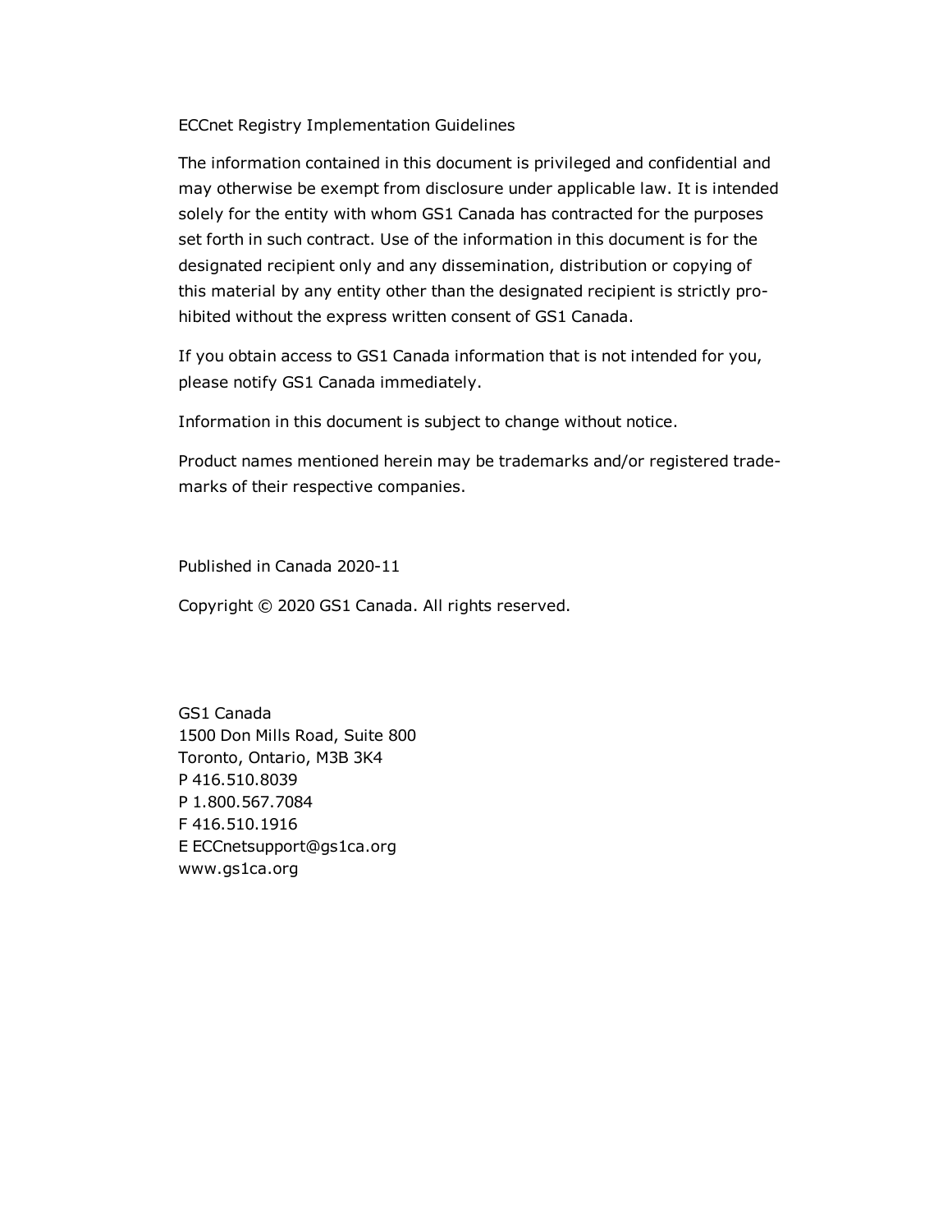ECCnet Registry Implementation Guidelines

The information contained in this document is privileged and confidential and may otherwise be exempt from disclosure under applicable law. It is intended solely for the entity with whom GS1 Canada has contracted for the purposes set forth in such contract. Use of the information in this document is for the designated recipient only and any dissemination, distribution or copying of this material by any entity other than the designated recipient is strictly prohibited without the express written consent of GS1 Canada.

If you obtain access to GS1 Canada information that is not intended for you, please notify GS1 Canada immediately.

Information in this document is subject to change without notice.

Product names mentioned herein may be trademarks and/or registered trademarks of their respective companies.

Published in Canada 2020-11

Copyright © 2020 GS1 Canada. All rights reserved.

GS1 Canada
1500 Don Mills Road, Suite 800
Toronto, Ontario, M3B 3K4
P 416.510.8039
P 1.800.567.7084
F 416.510.1916
E ECCnetsupport@gs1ca.org
www.gs1ca.org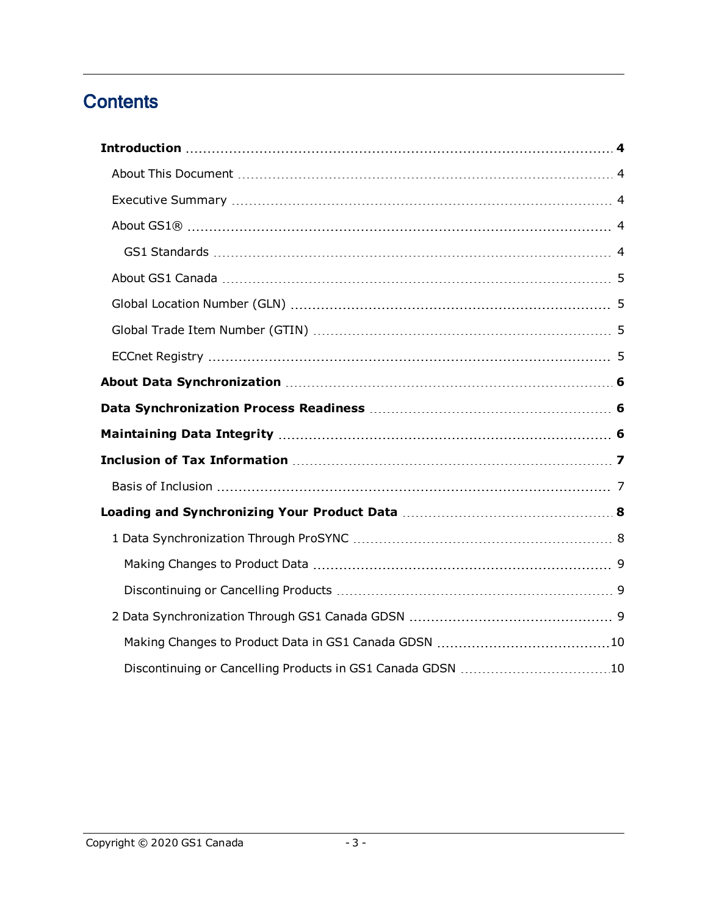# Contents

**Introduction** ... **4**

- About This Document ... 4
- Executive Summary ... 4
- About GS1® ... 4
  - GS1 Standards ... 4
- About GS1 Canada ... 5
- Global Location Number (GLN) ... 5
- Global Trade Item Number (GTIN) ... 5
- ECCnet Registry ... 5

**About Data Synchronization** ... **6**

**Data Synchronization Process Readiness** ... **6**

**Maintaining Data Integrity** ... **6**

**Inclusion of Tax Information** ... **7**

- Basis of Inclusion ... 7

**Loading and Synchronizing Your Product Data** ... **8**

- 1 Data Synchronization Through ProSYNC ... 8
  - Making Changes to Product Data ... 9
  - Discontinuing or Cancelling Products ... 9
- 2 Data Synchronization Through GS1 Canada GDSN ... 9
  - Making Changes to Product Data in GS1 Canada GDSN ... 10
  - Discontinuing or Cancelling Products in GS1 Canada GDSN ... 10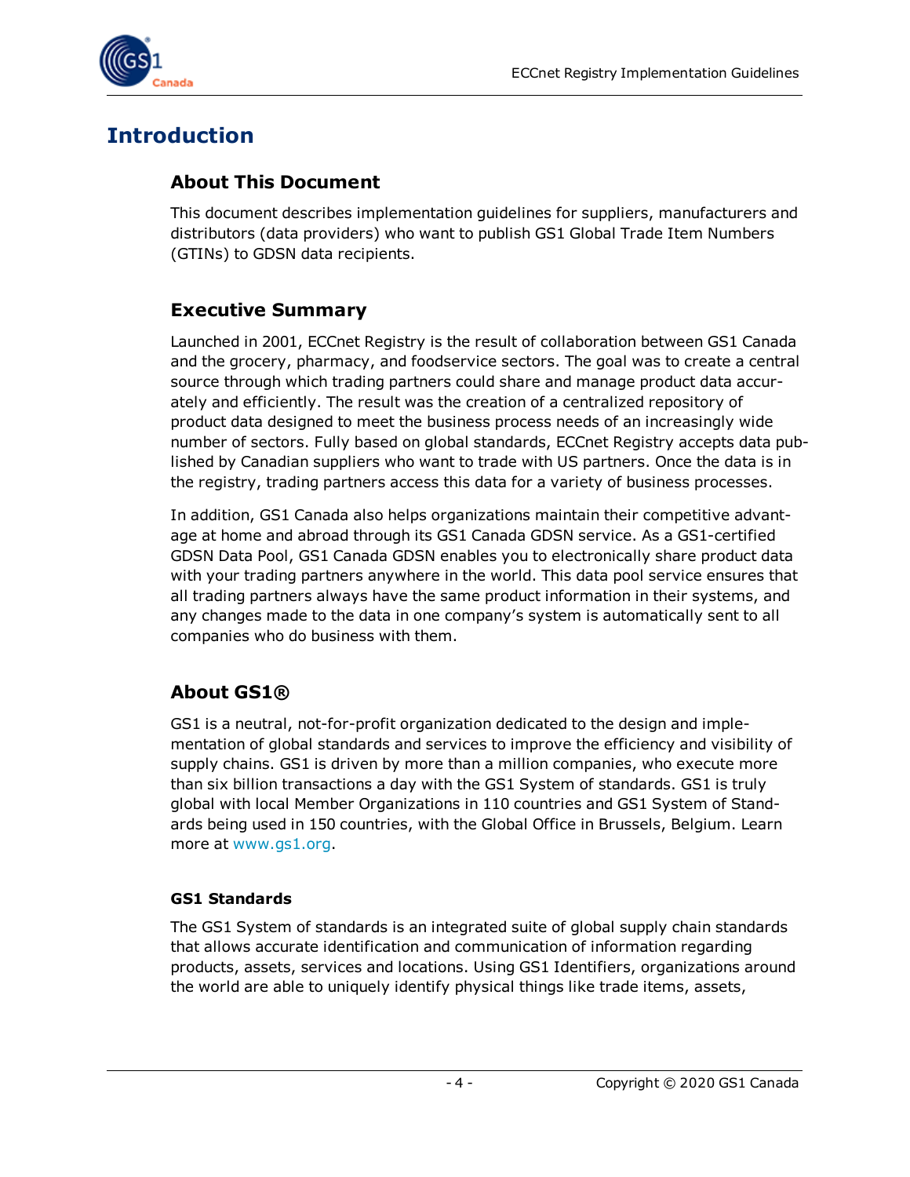# Introduction

## About This Document

This document describes implementation guidelines for suppliers, manufacturers and distributors (data providers) who want to publish GS1 Global Trade Item Numbers (GTINs) to GDSN data recipients.

## Executive Summary

Launched in 2001, ECCnet Registry is the result of collaboration between GS1 Canada and the grocery, pharmacy, and foodservice sectors. The goal was to create a central source through which trading partners could share and manage product data accurately and efficiently. The result was the creation of a centralized repository of product data designed to meet the business process needs of an increasingly wide number of sectors. Fully based on global standards, ECCnet Registry accepts data published by Canadian suppliers who want to trade with US partners. Once the data is in the registry, trading partners access this data for a variety of business processes.

In addition, GS1 Canada also helps organizations maintain their competitive advantage at home and abroad through its GS1 Canada GDSN service. As a GS1-certified GDSN Data Pool, GS1 Canada GDSN enables you to electronically share product data with your trading partners anywhere in the world. This data pool service ensures that all trading partners always have the same product information in their systems, and any changes made to the data in one company's system is automatically sent to all companies who do business with them.

## About GS1®

GS1 is a neutral, not-for-profit organization dedicated to the design and implementation of global standards and services to improve the efficiency and visibility of supply chains. GS1 is driven by more than a million companies, who execute more than six billion transactions a day with the GS1 System of standards. GS1 is truly global with local Member Organizations in 110 countries and GS1 System of Standards being used in 150 countries, with the Global Office in Brussels, Belgium. Learn more at www.gs1.org.

### GS1 Standards

The GS1 System of standards is an integrated suite of global supply chain standards that allows accurate identification and communication of information regarding products, assets, services and locations. Using GS1 Identifiers, organizations around the world are able to uniquely identify physical things like trade items, assets,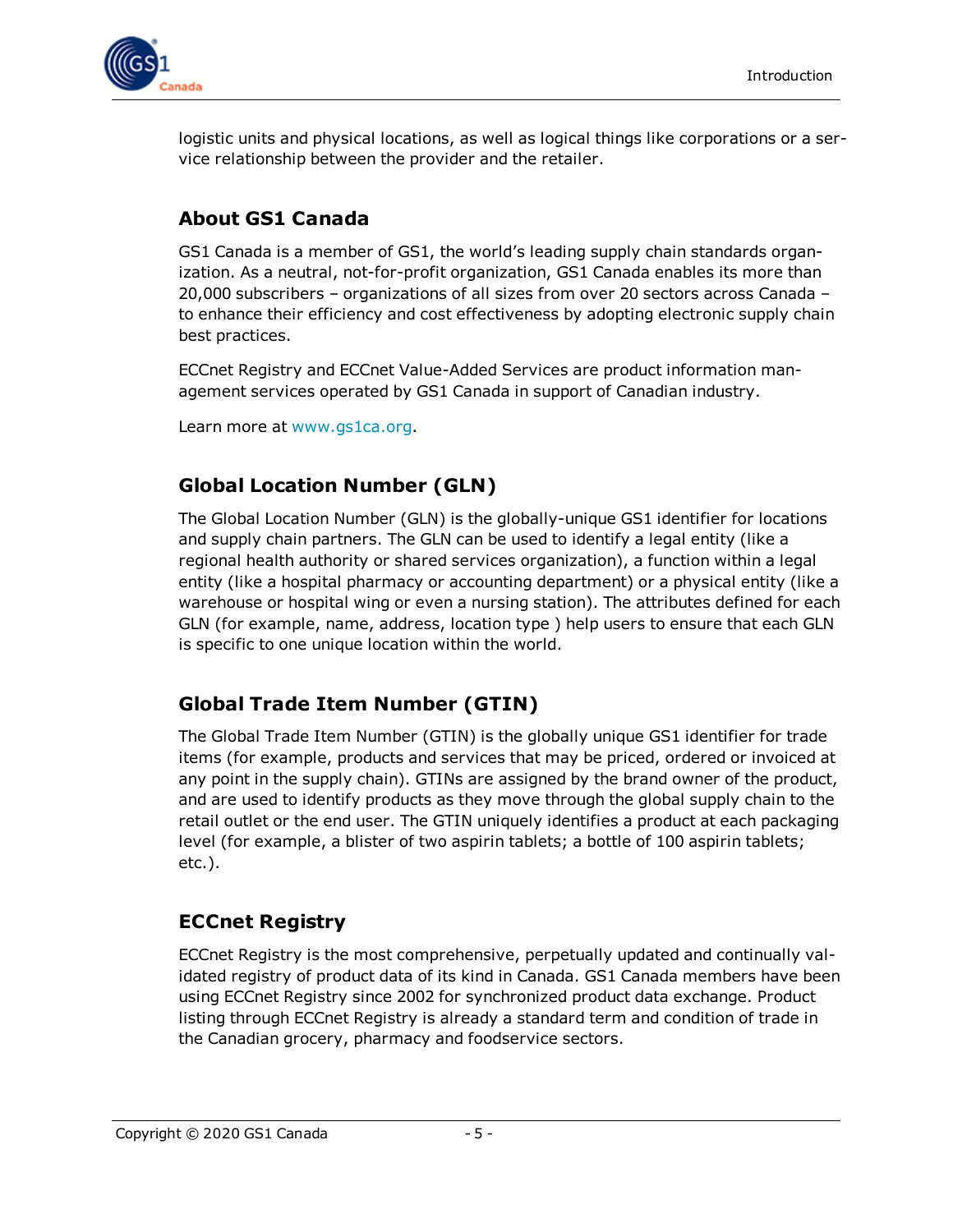logistic units and physical locations, as well as logical things like corporations or a service relationship between the provider and the retailer.

## About GS1 Canada

GS1 Canada is a member of GS1, the world's leading supply chain standards organization. As a neutral, not-for-profit organization, GS1 Canada enables its more than 20,000 subscribers – organizations of all sizes from over 20 sectors across Canada – to enhance their efficiency and cost effectiveness by adopting electronic supply chain best practices.

ECCnet Registry and ECCnet Value-Added Services are product information management services operated by GS1 Canada in support of Canadian industry.

Learn more at www.gs1ca.org.

## Global Location Number (GLN)

The Global Location Number (GLN) is the globally-unique GS1 identifier for locations and supply chain partners. The GLN can be used to identify a legal entity (like a regional health authority or shared services organization), a function within a legal entity (like a hospital pharmacy or accounting department) or a physical entity (like a warehouse or hospital wing or even a nursing station). The attributes defined for each GLN (for example, name, address, location type ) help users to ensure that each GLN is specific to one unique location within the world.

## Global Trade Item Number (GTIN)

The Global Trade Item Number (GTIN) is the globally unique GS1 identifier for trade items (for example, products and services that may be priced, ordered or invoiced at any point in the supply chain). GTINs are assigned by the brand owner of the product, and are used to identify products as they move through the global supply chain to the retail outlet or the end user. The GTIN uniquely identifies a product at each packaging level (for example, a blister of two aspirin tablets; a bottle of 100 aspirin tablets; etc.).

## ECCnet Registry

ECCnet Registry is the most comprehensive, perpetually updated and continually validated registry of product data of its kind in Canada. GS1 Canada members have been using ECCnet Registry since 2002 for synchronized product data exchange. Product listing through ECCnet Registry is already a standard term and condition of trade in the Canadian grocery, pharmacy and foodservice sectors.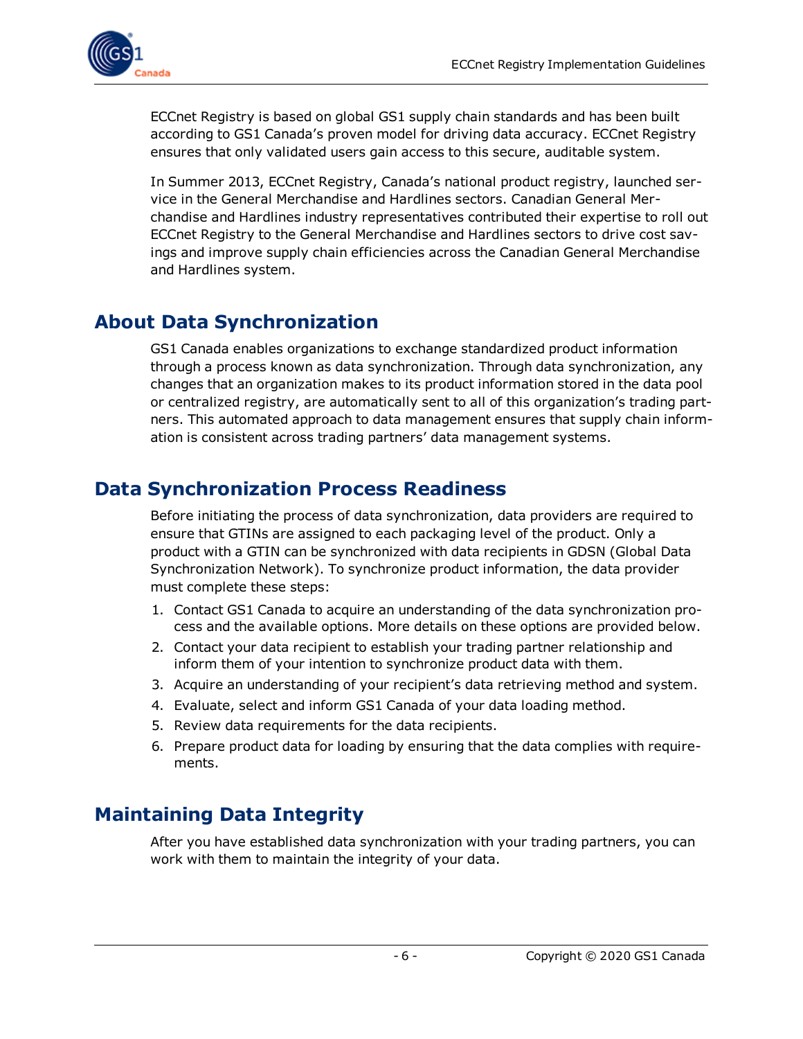ECCnet Registry is based on global GS1 supply chain standards and has been built according to GS1 Canada's proven model for driving data accuracy. ECCnet Registry ensures that only validated users gain access to this secure, auditable system.

In Summer 2013, ECCnet Registry, Canada's national product registry, launched service in the General Merchandise and Hardlines sectors. Canadian General Merchandise and Hardlines industry representatives contributed their expertise to roll out ECCnet Registry to the General Merchandise and Hardlines sectors to drive cost savings and improve supply chain efficiencies across the Canadian General Merchandise and Hardlines system.

## About Data Synchronization

GS1 Canada enables organizations to exchange standardized product information through a process known as data synchronization. Through data synchronization, any changes that an organization makes to its product information stored in the data pool or centralized registry, are automatically sent to all of this organization's trading partners. This automated approach to data management ensures that supply chain information is consistent across trading partners' data management systems.

## Data Synchronization Process Readiness

Before initiating the process of data synchronization, data providers are required to ensure that GTINs are assigned to each packaging level of the product. Only a product with a GTIN can be synchronized with data recipients in GDSN (Global Data Synchronization Network). To synchronize product information, the data provider must complete these steps:

1. Contact GS1 Canada to acquire an understanding of the data synchronization process and the available options. More details on these options are provided below.
2. Contact your data recipient to establish your trading partner relationship and inform them of your intention to synchronize product data with them.
3. Acquire an understanding of your recipient's data retrieving method and system.
4. Evaluate, select and inform GS1 Canada of your data loading method.
5. Review data requirements for the data recipients.
6. Prepare product data for loading by ensuring that the data complies with requirements.

## Maintaining Data Integrity

After you have established data synchronization with your trading partners, you can work with them to maintain the integrity of your data.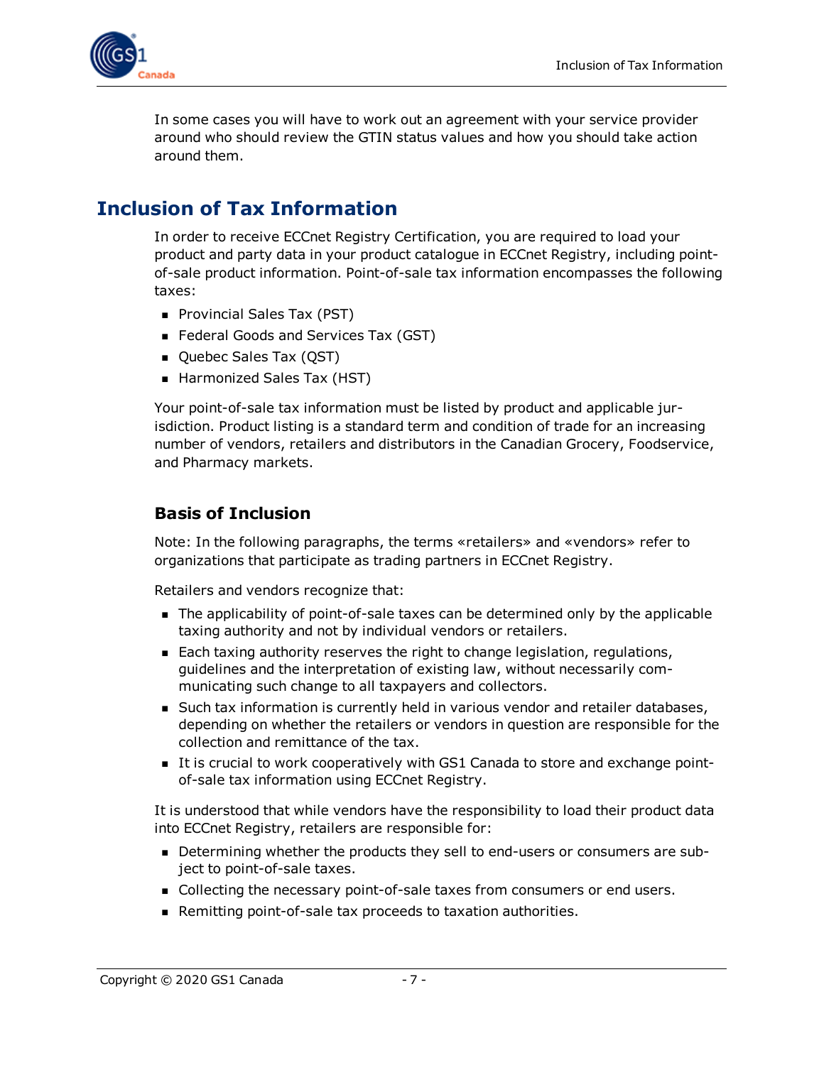In some cases you will have to work out an agreement with your service provider around who should review the GTIN status values and how you should take action around them.

# Inclusion of Tax Information

In order to receive ECCnet Registry Certification, you are required to load your product and party data in your product catalogue in ECCnet Registry, including point-of-sale product information. Point-of-sale tax information encompasses the following taxes:

- Provincial Sales Tax (PST)
- Federal Goods and Services Tax (GST)
- Quebec Sales Tax (QST)
- Harmonized Sales Tax (HST)

Your point-of-sale tax information must be listed by product and applicable jurisdiction. Product listing is a standard term and condition of trade for an increasing number of vendors, retailers and distributors in the Canadian Grocery, Foodservice, and Pharmacy markets.

## Basis of Inclusion

Note: In the following paragraphs, the terms «retailers» and «vendors» refer to organizations that participate as trading partners in ECCnet Registry.

Retailers and vendors recognize that:

- The applicability of point-of-sale taxes can be determined only by the applicable taxing authority and not by individual vendors or retailers.
- Each taxing authority reserves the right to change legislation, regulations, guidelines and the interpretation of existing law, without necessarily communicating such change to all taxpayers and collectors.
- Such tax information is currently held in various vendor and retailer databases, depending on whether the retailers or vendors in question are responsible for the collection and remittance of the tax.
- It is crucial to work cooperatively with GS1 Canada to store and exchange point-of-sale tax information using ECCnet Registry.

It is understood that while vendors have the responsibility to load their product data into ECCnet Registry, retailers are responsible for:

- Determining whether the products they sell to end-users or consumers are subject to point-of-sale taxes.
- Collecting the necessary point-of-sale taxes from consumers or end users.
- Remitting point-of-sale tax proceeds to taxation authorities.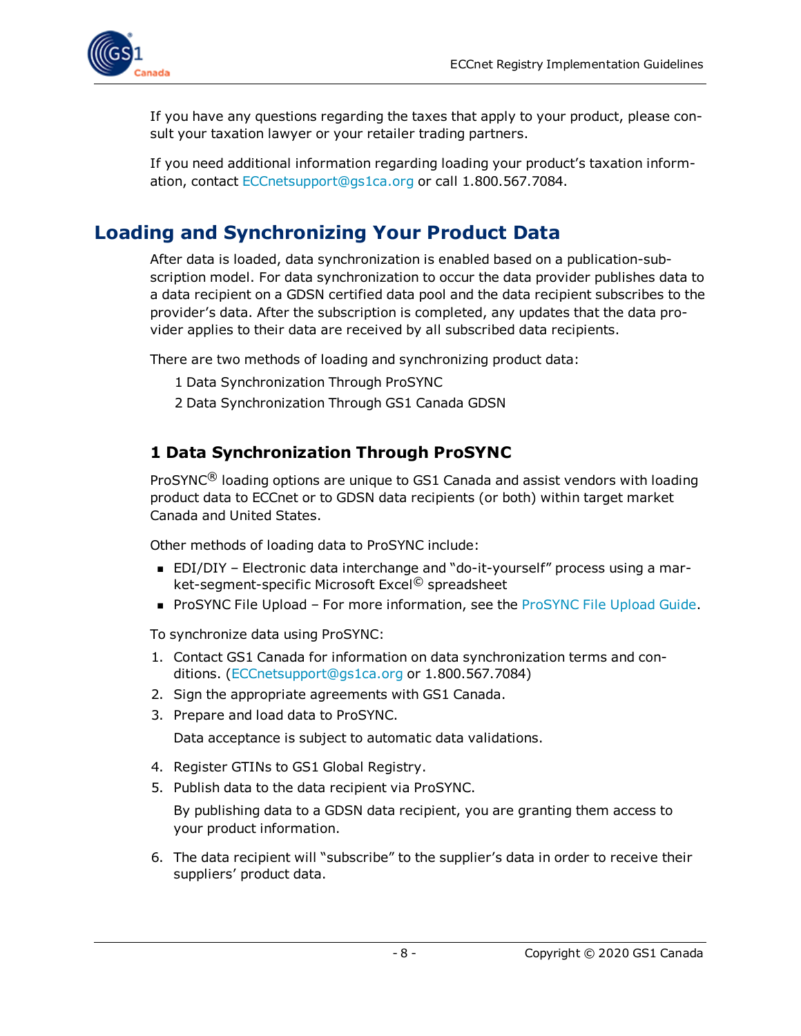If you have any questions regarding the taxes that apply to your product, please consult your taxation lawyer or your retailer trading partners.

If you need additional information regarding loading your product's taxation information, contact ECCnetsupport@gs1ca.org or call 1.800.567.7084.

# Loading and Synchronizing Your Product Data

After data is loaded, data synchronization is enabled based on a publication-subscription model. For data synchronization to occur the data provider publishes data to a data recipient on a GDSN certified data pool and the data recipient subscribes to the provider's data. After the subscription is completed, any updates that the data provider applies to their data are received by all subscribed data recipients.

There are two methods of loading and synchronizing product data:

1 Data Synchronization Through ProSYNC

2 Data Synchronization Through GS1 Canada GDSN

## 1 Data Synchronization Through ProSYNC

ProSYNC® loading options are unique to GS1 Canada and assist vendors with loading product data to ECCnet or to GDSN data recipients (or both) within target market Canada and United States.

Other methods of loading data to ProSYNC include:

- EDI/DIY – Electronic data interchange and "do-it-yourself" process using a market-segment-specific Microsoft Excel© spreadsheet
- ProSYNC File Upload – For more information, see the ProSYNC File Upload Guide.

To synchronize data using ProSYNC:

1. Contact GS1 Canada for information on data synchronization terms and conditions. (ECCnetsupport@gs1ca.org or 1.800.567.7084)
2. Sign the appropriate agreements with GS1 Canada.
3. Prepare and load data to ProSYNC.

   Data acceptance is subject to automatic data validations.

4. Register GTINs to GS1 Global Registry.
5. Publish data to the data recipient via ProSYNC.

   By publishing data to a GDSN data recipient, you are granting them access to your product information.

6. The data recipient will "subscribe" to the supplier's data in order to receive their suppliers' product data.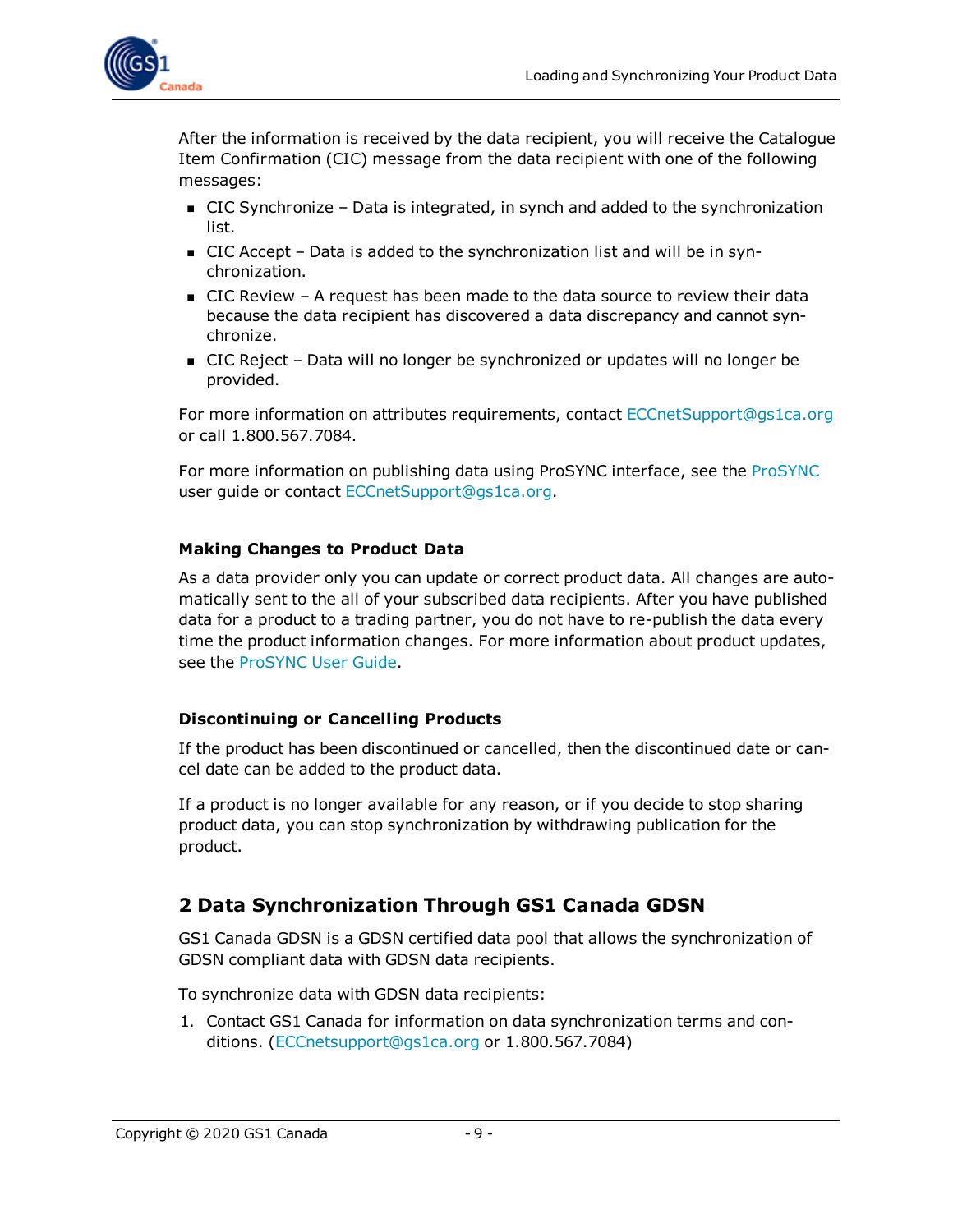After the information is received by the data recipient, you will receive the Catalogue Item Confirmation (CIC) message from the data recipient with one of the following messages:

- CIC Synchronize – Data is integrated, in synch and added to the synchronization list.
- CIC Accept – Data is added to the synchronization list and will be in synchronization.
- CIC Review – A request has been made to the data source to review their data because the data recipient has discovered a data discrepancy and cannot synchronize.
- CIC Reject – Data will no longer be synchronized or updates will no longer be provided.

For more information on attributes requirements, contact ECCnetSupport@gs1ca.org or call 1.800.567.7084.

For more information on publishing data using ProSYNC interface, see the ProSYNC user guide or contact ECCnetSupport@gs1ca.org.

### Making Changes to Product Data

As a data provider only you can update or correct product data. All changes are automatically sent to the all of your subscribed data recipients. After you have published data for a product to a trading partner, you do not have to re-publish the data every time the product information changes. For more information about product updates, see the ProSYNC User Guide.

### Discontinuing or Cancelling Products

If the product has been discontinued or cancelled, then the discontinued date or cancel date can be added to the product data.

If a product is no longer available for any reason, or if you decide to stop sharing product data, you can stop synchronization by withdrawing publication for the product.

## 2 Data Synchronization Through GS1 Canada GDSN

GS1 Canada GDSN is a GDSN certified data pool that allows the synchronization of GDSN compliant data with GDSN data recipients.

To synchronize data with GDSN data recipients:

1. Contact GS1 Canada for information on data synchronization terms and conditions. (ECCnetsupport@gs1ca.org or 1.800.567.7084)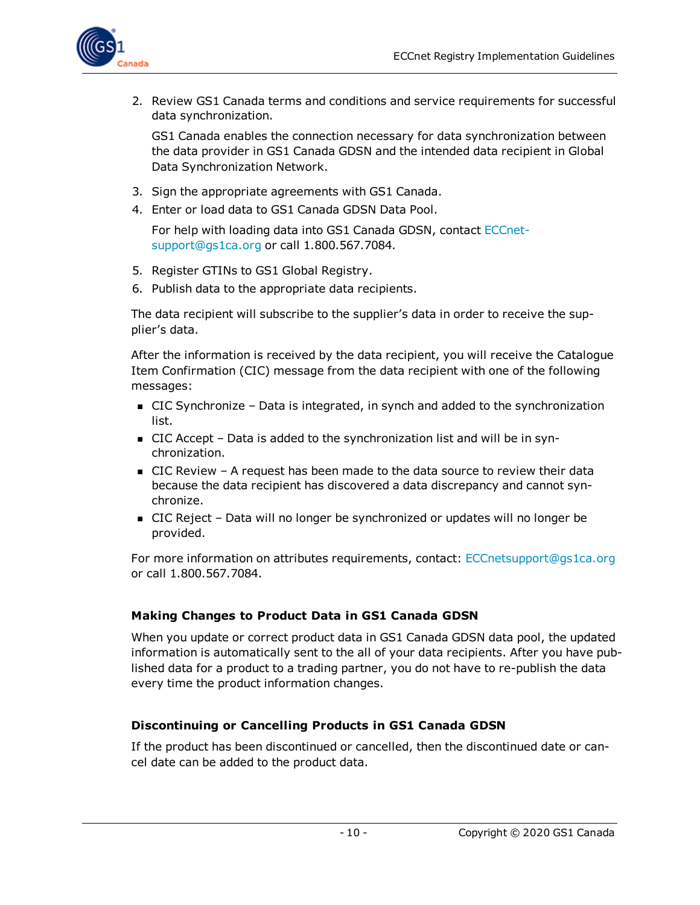2. Review GS1 Canada terms and conditions and service requirements for successful data synchronization.

   GS1 Canada enables the connection necessary for data synchronization between the data provider in GS1 Canada GDSN and the intended data recipient in Global Data Synchronization Network.

3. Sign the appropriate agreements with GS1 Canada.
4. Enter or load data to GS1 Canada GDSN Data Pool.

   For help with loading data into GS1 Canada GDSN, contact ECCnet-support@gs1ca.org or call 1.800.567.7084.

5. Register GTINs to GS1 Global Registry.
6. Publish data to the appropriate data recipients.

The data recipient will subscribe to the supplier's data in order to receive the supplier's data.

After the information is received by the data recipient, you will receive the Catalogue Item Confirmation (CIC) message from the data recipient with one of the following messages:

- CIC Synchronize – Data is integrated, in synch and added to the synchronization list.
- CIC Accept – Data is added to the synchronization list and will be in synchronization.
- CIC Review – A request has been made to the data source to review their data because the data recipient has discovered a data discrepancy and cannot synchronize.
- CIC Reject – Data will no longer be synchronized or updates will no longer be provided.

For more information on attributes requirements, contact: ECCnetsupport@gs1ca.org or call 1.800.567.7084.

### Making Changes to Product Data in GS1 Canada GDSN

When you update or correct product data in GS1 Canada GDSN data pool, the updated information is automatically sent to the all of your data recipients. After you have published data for a product to a trading partner, you do not have to re-publish the data every time the product information changes.

### Discontinuing or Cancelling Products in GS1 Canada GDSN

If the product has been discontinued or cancelled, then the discontinued date or cancel date can be added to the product data.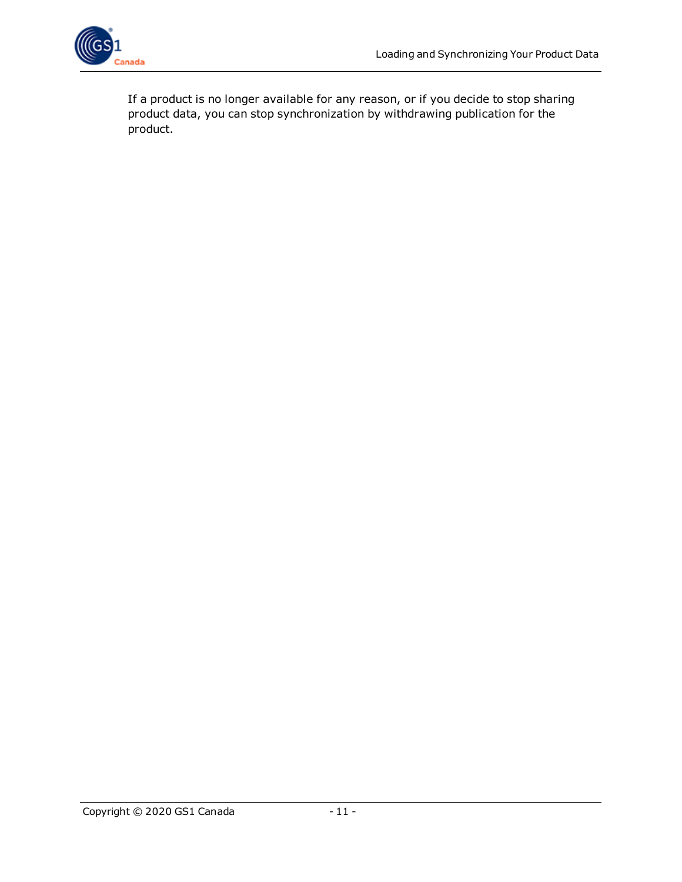If a product is no longer available for any reason, or if you decide to stop sharing product data, you can stop synchronization by withdrawing publication for the product.